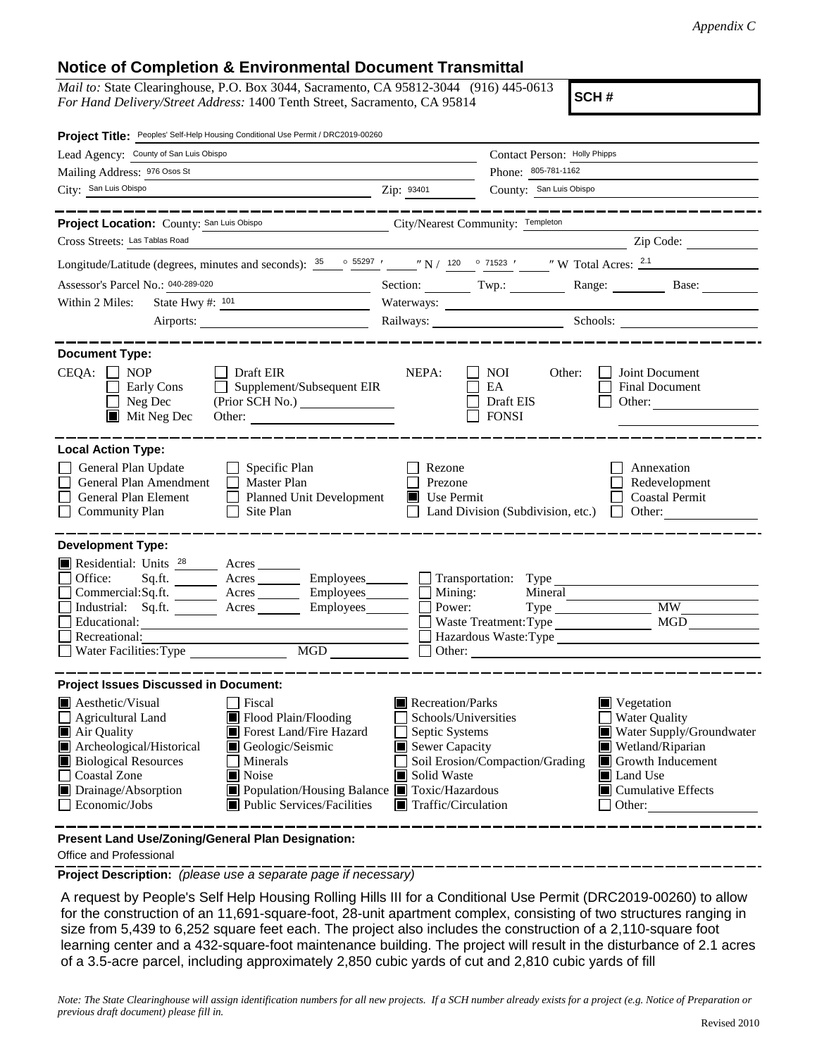*Appendix C*

## Notice of Completion & Environmental Document Transmittal

*Mail to:* State Clearinghouse, P.O. Box 3044, Sacramento, CA 95812-3044 (916) 445-0613
*For Hand Delivery/Street Address:* 1400 Tenth Street, Sacramento, CA 95814

**SCH #**

**Project Title:** Peoples' Self-Help Housing Conditional Use Permit / DRC2019-00260

Lead Agency: County of San Luis Obispo
Contact Person: Holly Phipps
Mailing Address: 976 Osos St
Phone: 805-781-1162
City: San Luis Obispo
Zip: 93401
County: San Luis Obispo

---

**Project Location:** County: San Luis Obispo
City/Nearest Community: Templeton
Cross Streets: Las Tablas Road
Zip Code:

Longitude/Latitude (degrees, minutes and seconds): 35 ° 55297 ′ ″ N / 120 ° 71523 ′ ″ W Total Acres: 2.1

Assessor's Parcel No.: 040-289-020
Section: Twp.: Range: Base:

Within 2 Miles: State Hwy #: 101
Waterways:
Airports:
Railways:
Schools:

---

**Document Type:**

CEQA: ☐ NOP ☐ Early Cons ☐ Neg Dec ☒ Mit Neg Dec ☐ Draft EIR ☐ Supplement/Subsequent EIR (Prior SCH No.) Other:

NEPA: ☐ NOI ☐ EA ☐ Draft EIS ☐ FONSI

Other: ☐ Joint Document ☐ Final Document ☐ Other:

---

**Local Action Type:**

- ☐ General Plan Update
- ☐ General Plan Amendment
- ☐ General Plan Element
- ☐ Community Plan
- ☐ Specific Plan
- ☐ Master Plan
- ☐ Planned Unit Development
- ☐ Site Plan
- ☐ Rezone
- ☐ Prezone
- ☒ Use Permit
- ☐ Land Division (Subdivision, etc.)
- ☐ Annexation
- ☐ Redevelopment
- ☐ Coastal Permit
- ☐ Other:

---

**Development Type:**

- ☒ Residential: Units 28 Acres
- ☐ Office: Sq.ft. Acres Employees
- ☐ Commercial: Sq.ft. Acres Employees
- ☐ Industrial: Sq.ft. Acres Employees
- ☐ Educational:
- ☐ Recreational:
- ☐ Water Facilities: Type MGD
- ☐ Transportation: Type
- ☐ Mining: Mineral
- ☐ Power: Type MW
- ☐ Waste Treatment: Type MGD
- ☐ Hazardous Waste: Type
- ☐ Other:

---

**Project Issues Discussed in Document:**

- ☒ Aesthetic/Visual
- ☐ Agricultural Land
- ☒ Air Quality
- ☒ Archeological/Historical
- ☒ Biological Resources
- ☐ Coastal Zone
- ☒ Drainage/Absorption
- ☐ Economic/Jobs
- ☐ Fiscal
- ☒ Flood Plain/Flooding
- ☒ Forest Land/Fire Hazard
- ☒ Geologic/Seismic
- ☐ Minerals
- ☒ Noise
- ☒ Population/Housing Balance
- ☒ Public Services/Facilities
- ☒ Recreation/Parks
- ☐ Schools/Universities
- ☐ Septic Systems
- ☒ Sewer Capacity
- ☐ Soil Erosion/Compaction/Grading
- ☒ Solid Waste
- ☒ Toxic/Hazardous
- ☒ Traffic/Circulation
- ☒ Vegetation
- ☐ Water Quality
- ☒ Water Supply/Groundwater
- ☒ Wetland/Riparian
- ☒ Growth Inducement
- ☒ Land Use
- ☒ Cumulative Effects
- ☐ Other:

---

**Present Land Use/Zoning/General Plan Designation:**

Office and Professional

---

**Project Description:** *(please use a separate page if necessary)*

A request by People's Self Help Housing Rolling Hills III for a Conditional Use Permit (DRC2019-00260) to allow for the construction of an 11,691-square-foot, 28-unit apartment complex, consisting of two structures ranging in size from 5,439 to 6,252 square feet each. The project also includes the construction of a 2,110-square foot learning center and a 432-square-foot maintenance building. The project will result in the disturbance of 2.1 acres of a 3.5-acre parcel, including approximately 2,850 cubic yards of cut and 2,810 cubic yards of fill

*Note: The State Clearinghouse will assign identification numbers for all new projects. If a SCH number already exists for a project (e.g. Notice of Preparation or previous draft document) please fill in.*

Revised 2010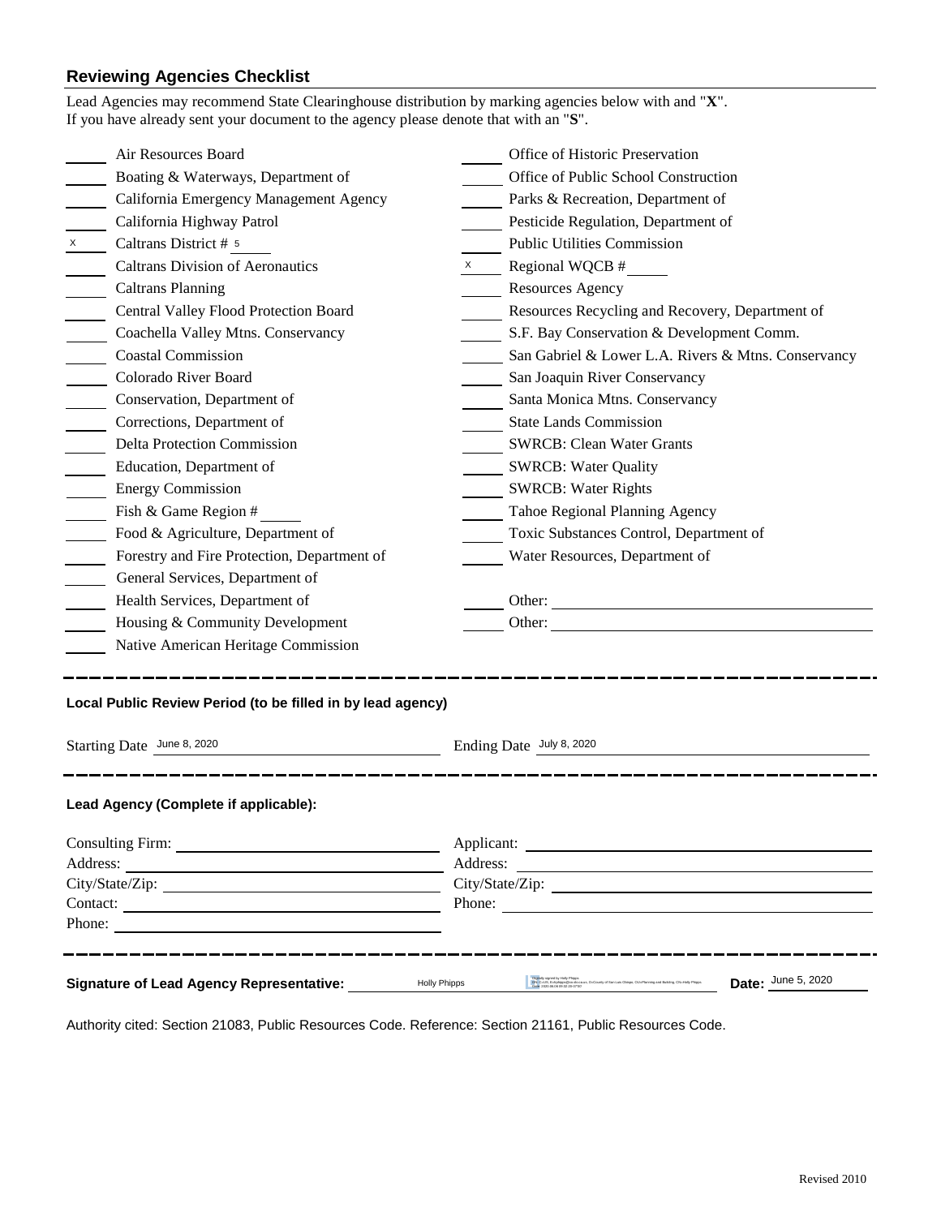## Reviewing Agencies Checklist

Lead Agencies may recommend State Clearinghouse distribution by marking agencies below with and "**X**".
If you have already sent your document to the agency please denote that with an "**S**".

| | | | |
|---|---|---|---|
| ___ | Air Resources Board | ___ | Office of Historic Preservation |
| ___ | Boating & Waterways, Department of | ___ | Office of Public School Construction |
| ___ | California Emergency Management Agency | ___ | Parks & Recreation, Department of |
| ___ | California Highway Patrol | ___ | Pesticide Regulation, Department of |
| X | Caltrans District # 5 | ___ | Public Utilities Commission |
| ___ | Caltrans Division of Aeronautics | X | Regional WQCB # ___ |
| ___ | Caltrans Planning | ___ | Resources Agency |
| ___ | Central Valley Flood Protection Board | ___ | Resources Recycling and Recovery, Department of |
| ___ | Coachella Valley Mtns. Conservancy | ___ | S.F. Bay Conservation & Development Comm. |
| ___ | Coastal Commission | ___ | San Gabriel & Lower L.A. Rivers & Mtns. Conservancy |
| ___ | Colorado River Board | ___ | San Joaquin River Conservancy |
| ___ | Conservation, Department of | ___ | Santa Monica Mtns. Conservancy |
| ___ | Corrections, Department of | ___ | State Lands Commission |
| ___ | Delta Protection Commission | ___ | SWRCB: Clean Water Grants |
| ___ | Education, Department of | ___ | SWRCB: Water Quality |
| ___ | Energy Commission | ___ | SWRCB: Water Rights |
| ___ | Fish & Game Region # ___ | ___ | Tahoe Regional Planning Agency |
| ___ | Food & Agriculture, Department of | ___ | Toxic Substances Control, Department of |
| ___ | Forestry and Fire Protection, Department of | ___ | Water Resources, Department of |
| ___ | General Services, Department of | | |
| ___ | Health Services, Department of | ___ | Other: ___ |
| ___ | Housing & Community Development | ___ | Other: ___ |
| ___ | Native American Heritage Commission | | |

---

**Local Public Review Period (to be filled in by lead agency)**

Starting Date June 8, 2020 Ending Date July 8, 2020

---

**Lead Agency (Complete if applicable):**

| | |
|---|---|
| Consulting Firm: | Applicant: |
| Address: | Address: |
| City/State/Zip: | City/State/Zip: |
| Contact: | Phone: |
| Phone: | |

---

**Signature of Lead Agency Representative:** Holly Phipps Digitally signed by Holly Phipps DN: C=US, E=hphipps@co.slo.ca.us, O=County of San Luis Obispo, OU=Planning and Building, CN=Holly Phipps Date: 2020.06.05 09:32:29-07'00' **Date:** June 5, 2020

Authority cited: Section 21083, Public Resources Code. Reference: Section 21161, Public Resources Code.

Revised 2010